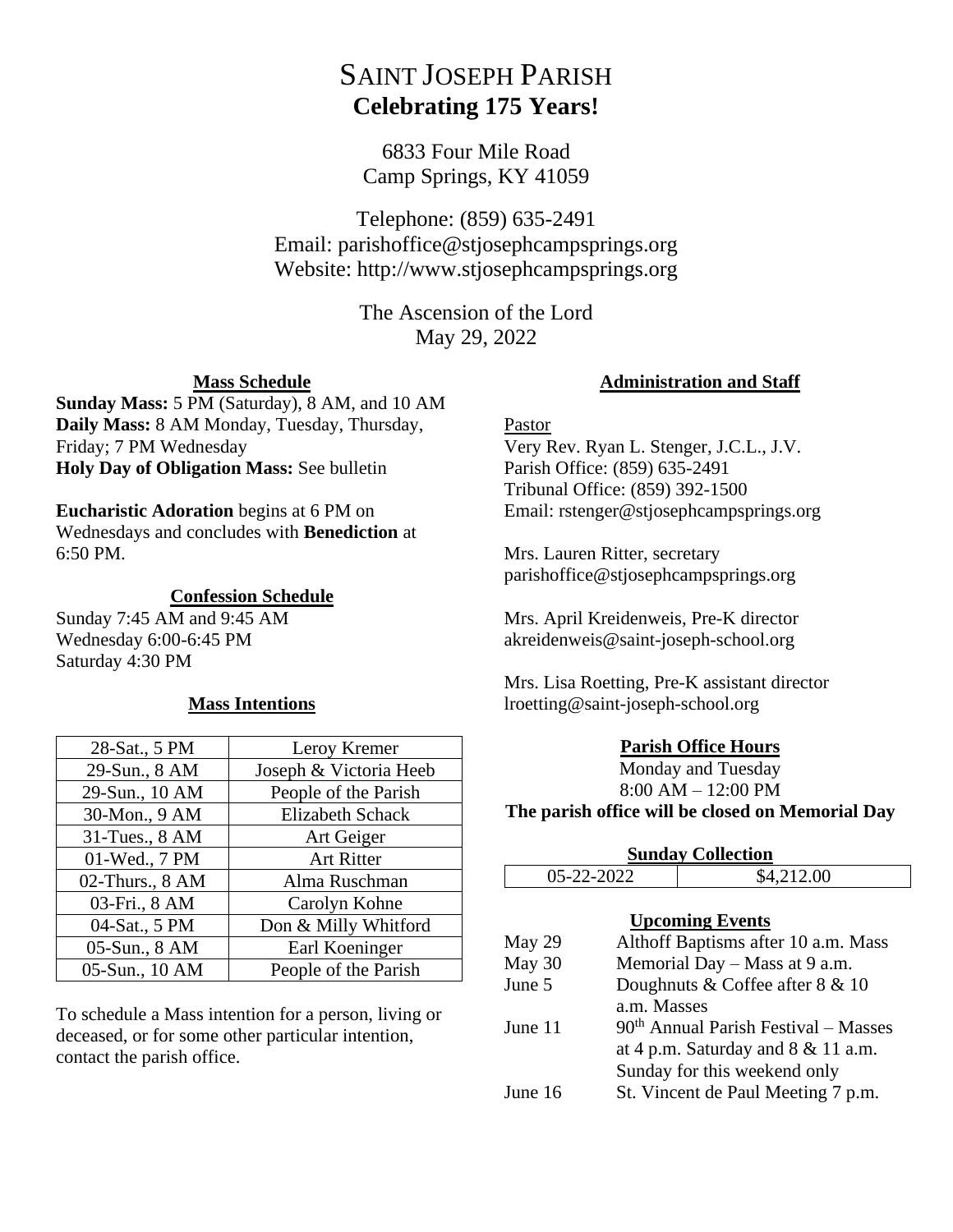# SAINT JOSEPH PARISH
## Celebrating 175 Years!

6833 Four Mile Road
Camp Springs, KY 41059

Telephone: (859) 635-2491
Email: parishoffice@stjosephcampsprings.org
Website: http://www.stjosephcampsprings.org

The Ascension of the Lord
May 29, 2022

### Mass Schedule

**Sunday Mass:** 5 PM (Saturday), 8 AM, and 10 AM
**Daily Mass:** 8 AM Monday, Tuesday, Thursday, Friday; 7 PM Wednesday
**Holy Day of Obligation Mass:** See bulletin

**Eucharistic Adoration** begins at 6 PM on Wednesdays and concludes with **Benediction** at 6:50 PM.

### Confession Schedule

Sunday 7:45 AM and 9:45 AM
Wednesday 6:00-6:45 PM
Saturday 4:30 PM

### Mass Intentions

| | |
|---|---|
| 28-Sat., 5 PM | Leroy Kremer |
| 29-Sun., 8 AM | Joseph & Victoria Heeb |
| 29-Sun., 10 AM | People of the Parish |
| 30-Mon., 9 AM | Elizabeth Schack |
| 31-Tues., 8 AM | Art Geiger |
| 01-Wed., 7 PM | Art Ritter |
| 02-Thurs., 8 AM | Alma Ruschman |
| 03-Fri., 8 AM | Carolyn Kohne |
| 04-Sat., 5 PM | Don & Milly Whitford |
| 05-Sun., 8 AM | Earl Koeninger |
| 05-Sun., 10 AM | People of the Parish |

To schedule a Mass intention for a person, living or deceased, or for some other particular intention, contact the parish office.

### Administration and Staff

Pastor
Very Rev. Ryan L. Stenger, J.C.L., J.V.
Parish Office: (859) 635-2491
Tribunal Office: (859) 392-1500
Email: rstenger@stjosephcampsprings.org

Mrs. Lauren Ritter, secretary
parishoffice@stjosephcampsprings.org

Mrs. April Kreidenweis, Pre-K director
akreidenweis@saint-joseph-school.org

Mrs. Lisa Roetting, Pre-K assistant director
lroetting@saint-joseph-school.org

### Parish Office Hours

Monday and Tuesday
8:00 AM – 12:00 PM
**The parish office will be closed on Memorial Day**

### Sunday Collection

| | |
|---|---|
| 05-22-2022 | $4,212.00 |

### Upcoming Events

| | |
|---|---|
| May 29 | Althoff Baptisms after 10 a.m. Mass |
| May 30 | Memorial Day – Mass at 9 a.m. |
| June 5 | Doughnuts & Coffee after 8 & 10 a.m. Masses |
| June 11 | 90th Annual Parish Festival – Masses at 4 p.m. Saturday and 8 & 11 a.m. Sunday for this weekend only |
| June 16 | St. Vincent de Paul Meeting 7 p.m. |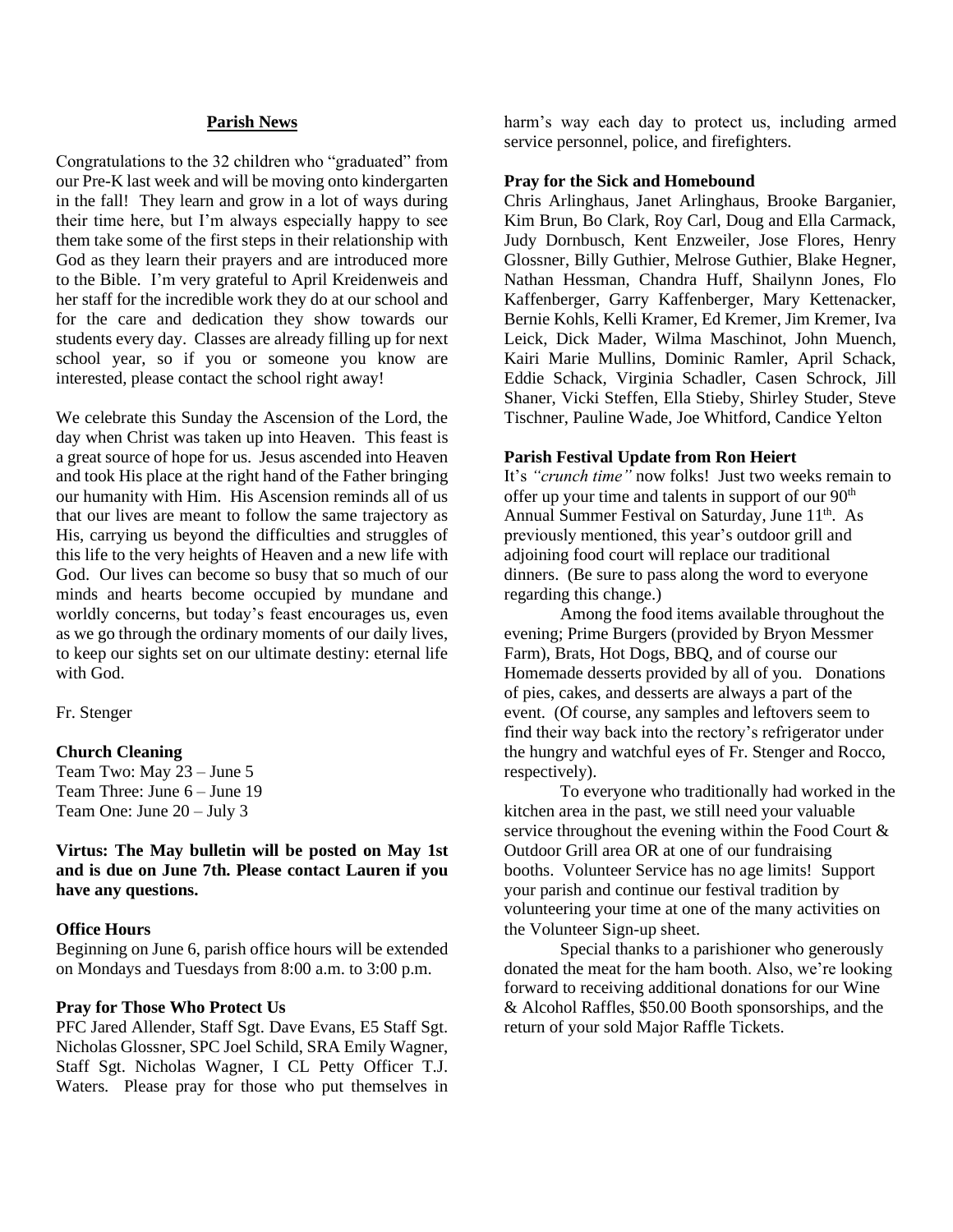## Parish News

Congratulations to the 32 children who "graduated" from our Pre-K last week and will be moving onto kindergarten in the fall! They learn and grow in a lot of ways during their time here, but I'm always especially happy to see them take some of the first steps in their relationship with God as they learn their prayers and are introduced more to the Bible. I'm very grateful to April Kreidenweis and her staff for the incredible work they do at our school and for the care and dedication they show towards our students every day. Classes are already filling up for next school year, so if you or someone you know are interested, please contact the school right away!

We celebrate this Sunday the Ascension of the Lord, the day when Christ was taken up into Heaven. This feast is a great source of hope for us. Jesus ascended into Heaven and took His place at the right hand of the Father bringing our humanity with Him. His Ascension reminds all of us that our lives are meant to follow the same trajectory as His, carrying us beyond the difficulties and struggles of this life to the very heights of Heaven and a new life with God. Our lives can become so busy that so much of our minds and hearts become occupied by mundane and worldly concerns, but today's feast encourages us, even as we go through the ordinary moments of our daily lives, to keep our sights set on our ultimate destiny: eternal life with God.

Fr. Stenger

**Church Cleaning**

Team Two: May 23 – June 5
Team Three: June 6 – June 19
Team One: June 20 – July 3

**Virtus: The May bulletin will be posted on May 1st and is due on June 7th. Please contact Lauren if you have any questions.**

**Office Hours**

Beginning on June 6, parish office hours will be extended on Mondays and Tuesdays from 8:00 a.m. to 3:00 p.m.

**Pray for Those Who Protect Us**

PFC Jared Allender, Staff Sgt. Dave Evans, E5 Staff Sgt. Nicholas Glossner, SPC Joel Schild, SRA Emily Wagner, Staff Sgt. Nicholas Wagner, I CL Petty Officer T.J. Waters. Please pray for those who put themselves in harm's way each day to protect us, including armed service personnel, police, and firefighters.

**Pray for the Sick and Homebound**

Chris Arlinghaus, Janet Arlinghaus, Brooke Barganier, Kim Brun, Bo Clark, Roy Carl, Doug and Ella Carmack, Judy Dornbusch, Kent Enzweiler, Jose Flores, Henry Glossner, Billy Guthier, Melrose Guthier, Blake Hegner, Nathan Hessman, Chandra Huff, Shailynn Jones, Flo Kaffenberger, Garry Kaffenberger, Mary Kettenacker, Bernie Kohls, Kelli Kramer, Ed Kremer, Jim Kremer, Iva Leick, Dick Mader, Wilma Maschinot, John Muench, Kairi Marie Mullins, Dominic Ramler, April Schack, Eddie Schack, Virginia Schadler, Casen Schrock, Jill Shaner, Vicki Steffen, Ella Stieby, Shirley Studer, Steve Tischner, Pauline Wade, Joe Whitford, Candice Yelton

**Parish Festival Update from Ron Heiert**

It's *"crunch time"* now folks! Just two weeks remain to offer up your time and talents in support of our 90th Annual Summer Festival on Saturday, June 11th. As previously mentioned, this year's outdoor grill and adjoining food court will replace our traditional dinners. (Be sure to pass along the word to everyone regarding this change.)

Among the food items available throughout the evening; Prime Burgers (provided by Bryon Messmer Farm), Brats, Hot Dogs, BBQ, and of course our Homemade desserts provided by all of you. Donations of pies, cakes, and desserts are always a part of the event. (Of course, any samples and leftovers seem to find their way back into the rectory's refrigerator under the hungry and watchful eyes of Fr. Stenger and Rocco, respectively).

To everyone who traditionally had worked in the kitchen area in the past, we still need your valuable service throughout the evening within the Food Court & Outdoor Grill area OR at one of our fundraising booths. Volunteer Service has no age limits! Support your parish and continue our festival tradition by volunteering your time at one of the many activities on the Volunteer Sign-up sheet.

Special thanks to a parishioner who generously donated the meat for the ham booth. Also, we're looking forward to receiving additional donations for our Wine & Alcohol Raffles, $50.00 Booth sponsorships, and the return of your sold Major Raffle Tickets.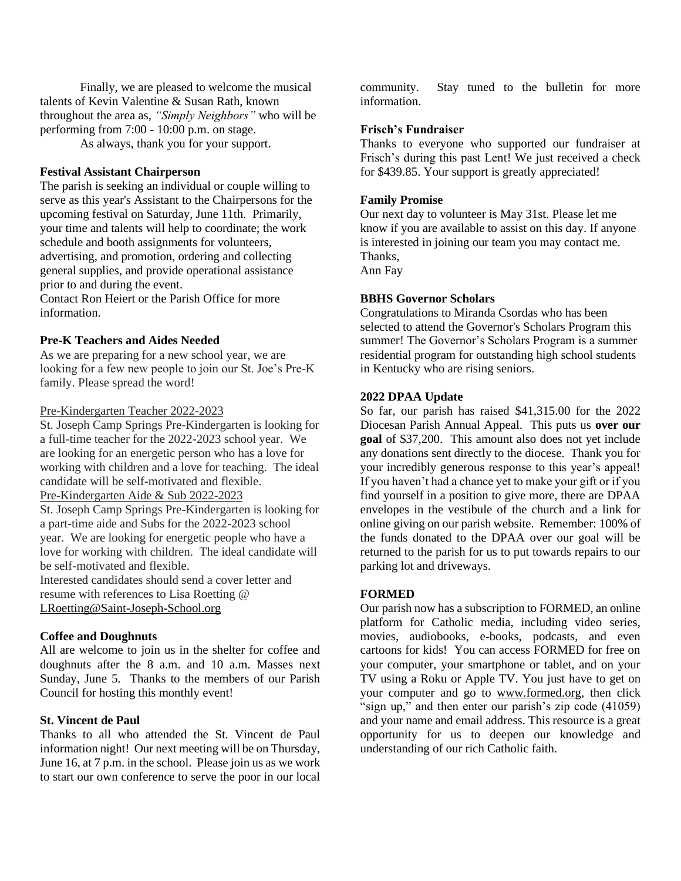Finally, we are pleased to welcome the musical talents of Kevin Valentine & Susan Rath, known throughout the area as, *"Simply Neighbors"* who will be performing from 7:00 - 10:00 p.m. on stage.

As always, thank you for your support.

**Festival Assistant Chairperson**

The parish is seeking an individual or couple willing to serve as this year's Assistant to the Chairpersons for the upcoming festival on Saturday, June 11th. Primarily, your time and talents will help to coordinate; the work schedule and booth assignments for volunteers, advertising, and promotion, ordering and collecting general supplies, and provide operational assistance prior to and during the event.

Contact Ron Heiert or the Parish Office for more information.

**Pre-K Teachers and Aides Needed**

As we are preparing for a new school year, we are looking for a few new people to join our St. Joe's Pre-K family. Please spread the word!

Pre-Kindergarten Teacher 2022-2023

St. Joseph Camp Springs Pre-Kindergarten is looking for a full-time teacher for the 2022-2023 school year. We are looking for an energetic person who has a love for working with children and a love for teaching. The ideal candidate will be self-motivated and flexible.

Pre-Kindergarten Aide & Sub 2022-2023

St. Joseph Camp Springs Pre-Kindergarten is looking for a part-time aide and Subs for the 2022-2023 school year. We are looking for energetic people who have a love for working with children. The ideal candidate will be self-motivated and flexible.

Interested candidates should send a cover letter and resume with references to Lisa Roetting @ LRoetting@Saint-Joseph-School.org

**Coffee and Doughnuts**

All are welcome to join us in the shelter for coffee and doughnuts after the 8 a.m. and 10 a.m. Masses next Sunday, June 5. Thanks to the members of our Parish Council for hosting this monthly event!

**St. Vincent de Paul**

Thanks to all who attended the St. Vincent de Paul information night! Our next meeting will be on Thursday, June 16, at 7 p.m. in the school. Please join us as we work to start our own conference to serve the poor in our local community. Stay tuned to the bulletin for more information.

**Frisch's Fundraiser**

Thanks to everyone who supported our fundraiser at Frisch's during this past Lent! We just received a check for $439.85. Your support is greatly appreciated!

**Family Promise**

Our next day to volunteer is May 31st. Please let me know if you are available to assist on this day. If anyone is interested in joining our team you may contact me.
Thanks,
Ann Fay

**BBHS Governor Scholars**

Congratulations to Miranda Csordas who has been selected to attend the Governor's Scholars Program this summer! The Governor's Scholars Program is a summer residential program for outstanding high school students in Kentucky who are rising seniors.

**2022 DPAA Update**

So far, our parish has raised $41,315.00 for the 2022 Diocesan Parish Annual Appeal. This puts us **over our goal** of $37,200. This amount also does not yet include any donations sent directly to the diocese. Thank you for your incredibly generous response to this year's appeal! If you haven't had a chance yet to make your gift or if you find yourself in a position to give more, there are DPAA envelopes in the vestibule of the church and a link for online giving on our parish website. Remember: 100% of the funds donated to the DPAA over our goal will be returned to the parish for us to put towards repairs to our parking lot and driveways.

**FORMED**

Our parish now has a subscription to FORMED, an online platform for Catholic media, including video series, movies, audiobooks, e-books, podcasts, and even cartoons for kids! You can access FORMED for free on your computer, your smartphone or tablet, and on your TV using a Roku or Apple TV. You just have to get on your computer and go to www.formed.org, then click "sign up," and then enter our parish's zip code (41059) and your name and email address. This resource is a great opportunity for us to deepen our knowledge and understanding of our rich Catholic faith.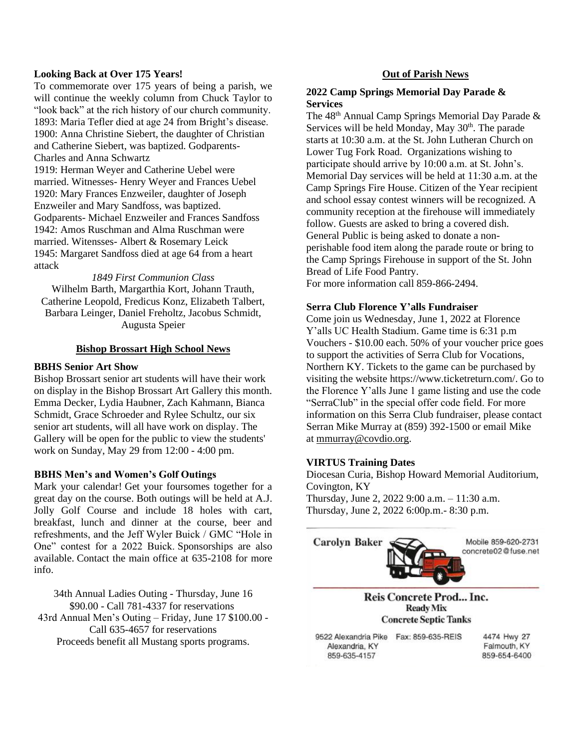**Looking Back at Over 175 Years!**

To commemorate over 175 years of being a parish, we will continue the weekly column from Chuck Taylor to "look back" at the rich history of our church community.

1893: Maria Tefler died at age 24 from Bright's disease.

1900: Anna Christine Siebert, the daughter of Christian and Catherine Siebert, was baptized. Godparents- Charles and Anna Schwartz

1919: Herman Weyer and Catherine Uebel were married. Witnesses- Henry Weyer and Frances Uebel

1920: Mary Frances Enzweiler, daughter of Joseph Enzweiler and Mary Sandfoss, was baptized. Godparents- Michael Enzweiler and Frances Sandfoss

1942: Amos Ruschman and Alma Ruschman were married. Witensses- Albert & Rosemary Leick

1945: Margaret Sandfoss died at age 64 from a heart attack

*1849 First Communion Class*

Wilhelm Barth, Margarthia Kort, Johann Trauth, Catherine Leopold, Fredicus Konz, Elizabeth Talbert, Barbara Leinger, Daniel Freholtz, Jacobus Schmidt, Augusta Speier

## Bishop Brossart High School News

**BBHS Senior Art Show**

Bishop Brossart senior art students will have their work on display in the Bishop Brossart Art Gallery this month. Emma Decker, Lydia Haubner, Zach Kahmann, Bianca Schmidt, Grace Schroeder and Rylee Schultz, our six senior art students, will all have work on display. The Gallery will be open for the public to view the students' work on Sunday, May 29 from 12:00 - 4:00 pm.

**BBHS Men's and Women's Golf Outings**

Mark your calendar! Get your foursomes together for a great day on the course. Both outings will be held at A.J. Jolly Golf Course and include 18 holes with cart, breakfast, lunch and dinner at the course, beer and refreshments, and the Jeff Wyler Buick / GMC "Hole in One" contest for a 2022 Buick. Sponsorships are also available. Contact the main office at 635-2108 for more info.

34th Annual Ladies Outing - Thursday, June 16
$90.00 - Call 781-4337 for reservations
43rd Annual Men's Outing – Friday, June 17 $100.00 - Call 635-4657 for reservations
Proceeds benefit all Mustang sports programs.

## Out of Parish News

**2022 Camp Springs Memorial Day Parade & Services**

The 48th Annual Camp Springs Memorial Day Parade & Services will be held Monday, May 30th. The parade starts at 10:30 a.m. at the St. John Lutheran Church on Lower Tug Fork Road. Organizations wishing to participate should arrive by 10:00 a.m. at St. John's. Memorial Day services will be held at 11:30 a.m. at the Camp Springs Fire House. Citizen of the Year recipient and school essay contest winners will be recognized. A community reception at the firehouse will immediately follow. Guests are asked to bring a covered dish. General Public is being asked to donate a non-perishable food item along the parade route or bring to the Camp Springs Firehouse in support of the St. John Bread of Life Food Pantry.
For more information call 859-866-2494.

**Serra Club Florence Y'alls Fundraiser**

Come join us Wednesday, June 1, 2022 at Florence Y'alls UC Health Stadium. Game time is 6:31 p.m Vouchers - $10.00 each. 50% of your voucher price goes to support the activities of Serra Club for Vocations, Northern KY. Tickets to the game can be purchased by visiting the website https://www.ticketreturn.com/. Go to the Florence Y'alls June 1 game listing and use the code "SerraClub" in the special offer code field. For more information on this Serra Club fundraiser, please contact Serran Mike Murray at (859) 392-1500 or email Mike at mmurray@covdio.org.

**VIRTUS Training Dates**

Diocesan Curia, Bishop Howard Memorial Auditorium, Covington, KY
Thursday, June 2, 2022 9:00 a.m. – 11:30 a.m.
Thursday, June 2, 2022 6:00p.m.- 8:30 p.m.

Carolyn Baker
Mobile 859-620-2731
concrete02@fuse.net

**Reis Concrete Prod... Inc.**
**Ready Mix**
**Concrete Septic Tanks**

9522 Alexandria Pike, Alexandria, KY, 859-635-4157
Fax: 859-635-REIS
4474 Hwy 27, Falmouth, KY, 859-654-6400